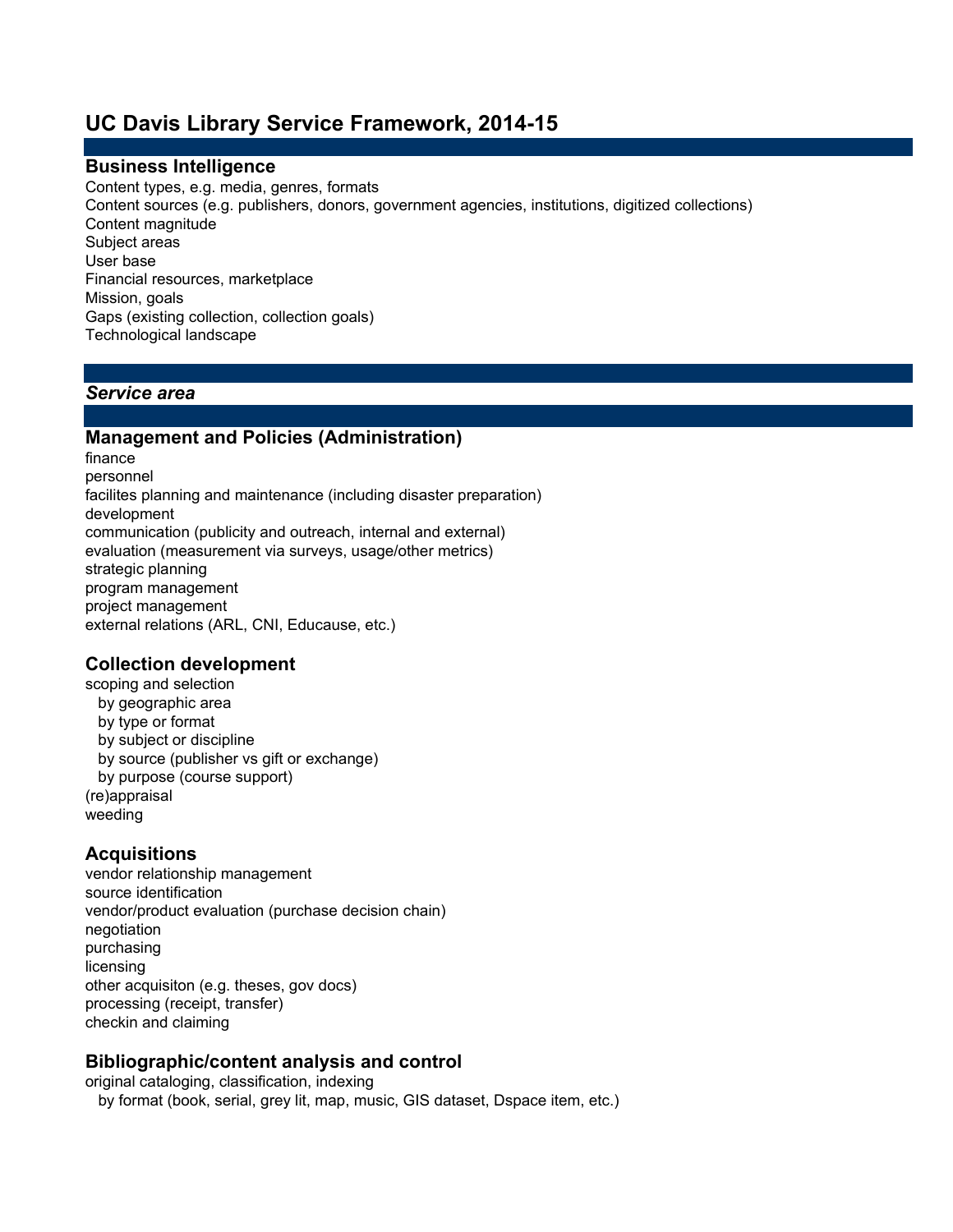# UC Davis Library Service Framework, 2014-15

## Business Intelligence

Content types, e.g. media, genres, formats
Content sources (e.g. publishers, donors, government agencies, institutions, digitized collections)
Content magnitude
Subject areas
User base
Financial resources, marketplace
Mission, goals
Gaps (existing collection, collection goals)
Technological landscape

## *Service area*

## Management and Policies (Administration)

finance
personnel
facilites planning and maintenance (including disaster preparation)
development
communication (publicity and outreach, internal and external)
evaluation (measurement via surveys, usage/other metrics)
strategic planning
program management
project management
external relations (ARL, CNI, Educause, etc.)

## Collection development

scoping and selection
- by geographic area
- by type or format
- by subject or discipline
- by source (publisher vs gift or exchange)
- by purpose (course support)

(re)appraisal
weeding

## Acquisitions

vendor relationship management
source identification
vendor/product evaluation (purchase decision chain)
negotiation
purchasing
licensing
other acquisiton (e.g. theses, gov docs)
processing (receipt, transfer)
checkin and claiming

## Bibliographic/content analysis and control

original cataloging, classification, indexing
- by format (book, serial, grey lit, map, music, GIS dataset, Dspace item, etc.)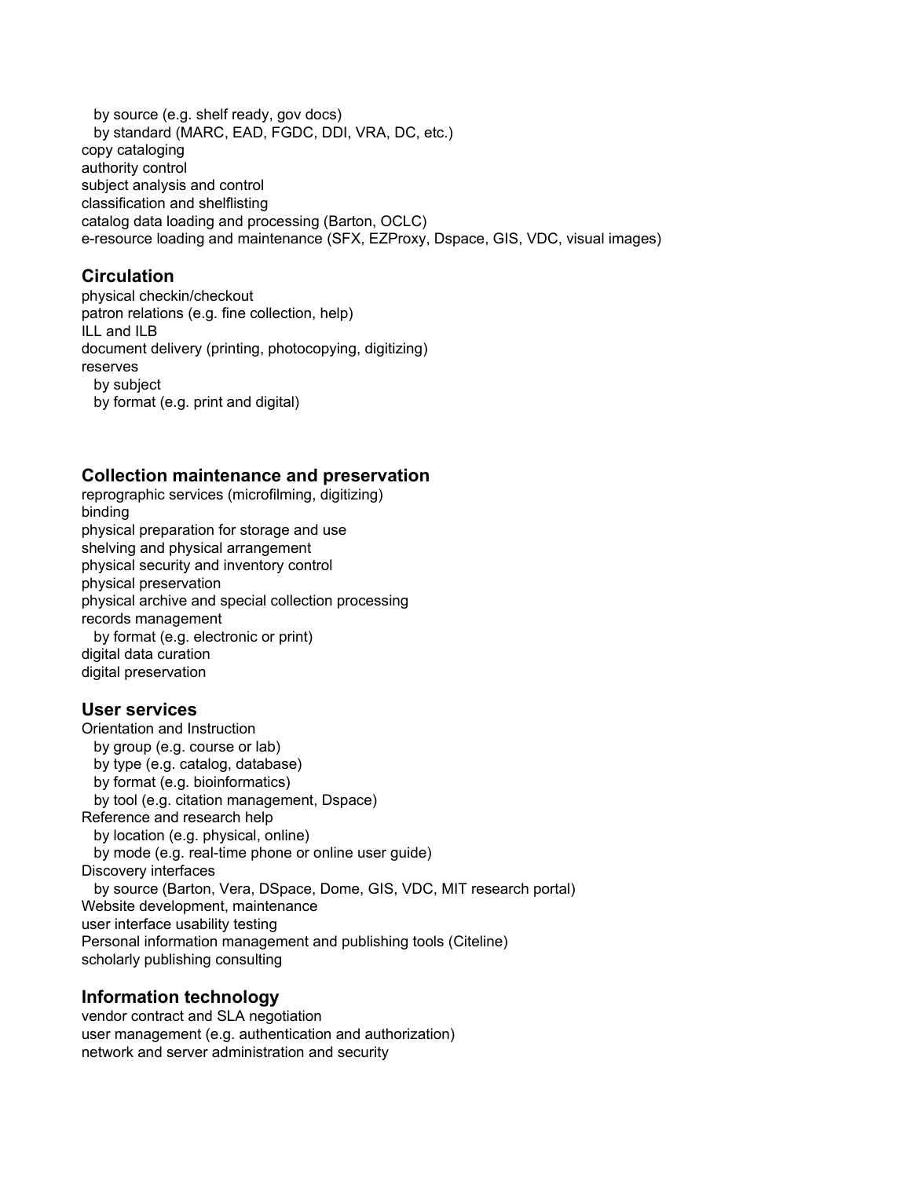- by source (e.g. shelf ready, gov docs)
- by standard (MARC, EAD, FGDC, DDI, VRA, DC, etc.)

copy cataloging
authority control
subject analysis and control
classification and shelflisting
catalog data loading and processing (Barton, OCLC)
e-resource loading and maintenance (SFX, EZProxy, Dspace, GIS, VDC, visual images)

### Circulation

physical checkin/checkout
patron relations (e.g. fine collection, help)
ILL and ILB
document delivery (printing, photocopying, digitizing)
reserves

- by subject
- by format (e.g. print and digital)

### Collection maintenance and preservation

reprographic services (microfilming, digitizing)
binding
physical preparation for storage and use
shelving and physical arrangement
physical security and inventory control
physical preservation
physical archive and special collection processing
records management

- by format (e.g. electronic or print)

digital data curation
digital preservation

### User services

Orientation and Instruction

- by group (e.g. course or lab)
- by type (e.g. catalog, database)
- by format (e.g. bioinformatics)
- by tool (e.g. citation management, Dspace)

Reference and research help

- by location (e.g. physical, online)
- by mode (e.g. real-time phone or online user guide)

Discovery interfaces

- by source (Barton, Vera, DSpace, Dome, GIS, VDC, MIT research portal)

Website development, maintenance
user interface usability testing
Personal information management and publishing tools (Citeline)
scholarly publishing consulting

### Information technology

vendor contract and SLA negotiation
user management (e.g. authentication and authorization)
network and server administration and security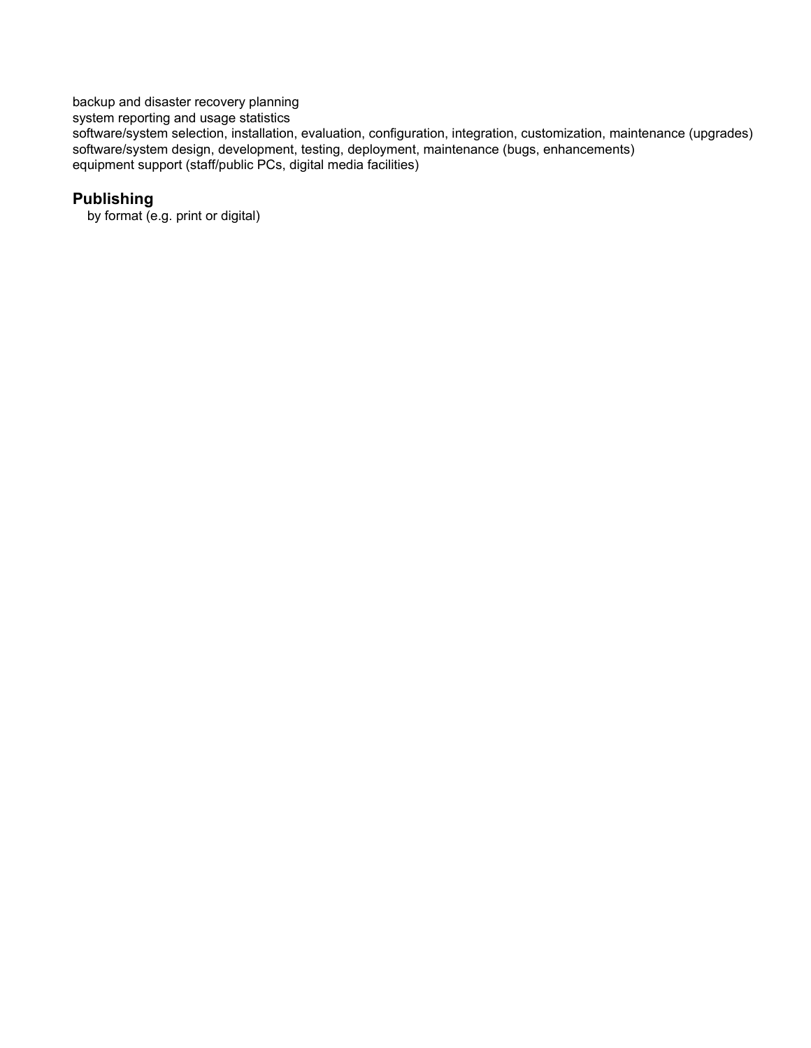backup and disaster recovery planning
system reporting and usage statistics
software/system selection, installation, evaluation, configuration, integration, customization, maintenance (upgrades)
software/system design, development, testing, deployment, maintenance (bugs, enhancements)
equipment support (staff/public PCs, digital media facilities)

### Publishing

by format (e.g. print or digital)